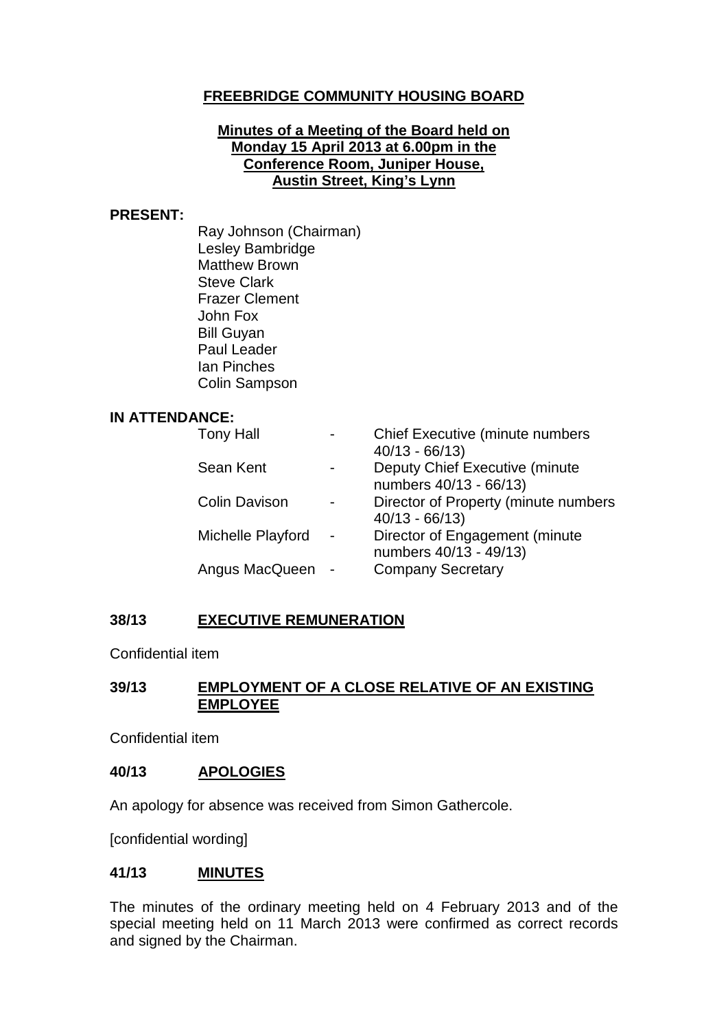# FREEBRIDGE COMMUNITY HOUSING BOARD

**Minutes of a Meeting of the Board held on Monday 15 April 2013 at 6.00pm in the Conference Room, Juniper House, Austin Street, King's Lynn**

**PRESENT:**

Ray Johnson (Chairman)
Lesley Bambridge
Matthew Brown
Steve Clark
Frazer Clement
John Fox
Bill Guyan
Paul Leader
Ian Pinches
Colin Sampson

**IN ATTENDANCE:**

| | | |
|---|---|---|
| Tony Hall | - | Chief Executive (minute numbers 40/13 - 66/13) |
| Sean Kent | - | Deputy Chief Executive (minute numbers 40/13 - 66/13) |
| Colin Davison | - | Director of Property (minute numbers 40/13 - 66/13) |
| Michelle Playford | - | Director of Engagement (minute numbers 40/13 - 49/13) |
| Angus MacQueen | - | Company Secretary |

## 38/13 EXECUTIVE REMUNERATION

Confidential item

## 39/13 EMPLOYMENT OF A CLOSE RELATIVE OF AN EXISTING EMPLOYEE

Confidential item

## 40/13 APOLOGIES

An apology for absence was received from Simon Gathercole.

[confidential wording]

## 41/13 MINUTES

The minutes of the ordinary meeting held on 4 February 2013 and of the special meeting held on 11 March 2013 were confirmed as correct records and signed by the Chairman.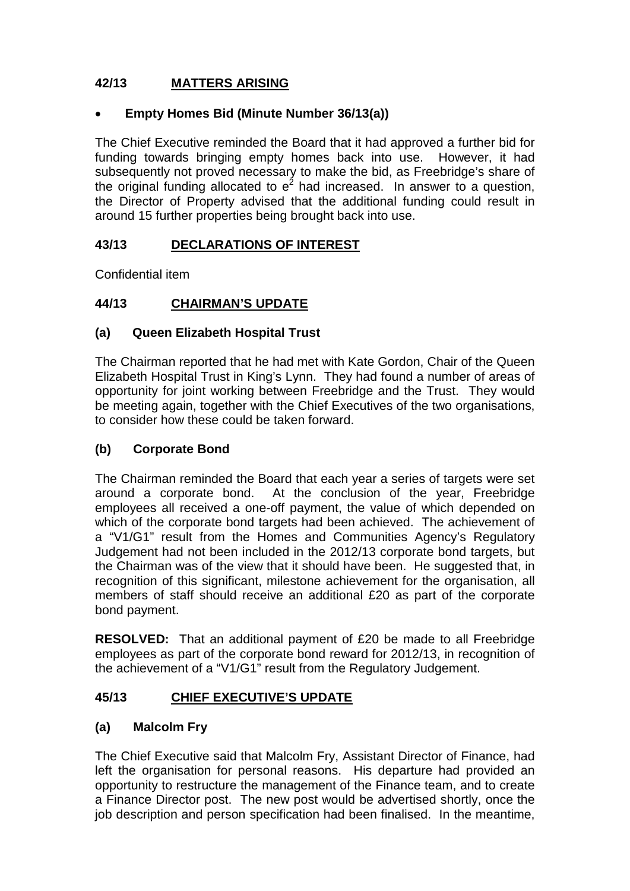## 42/13 MATTERS ARISING

- **Empty Homes Bid (Minute Number 36/13(a))**

The Chief Executive reminded the Board that it had approved a further bid for funding towards bringing empty homes back into use. However, it had subsequently not proved necessary to make the bid, as Freebridge's share of the original funding allocated to $e^2$ had increased. In answer to a question, the Director of Property advised that the additional funding could result in around 15 further properties being brought back into use.

## 43/13 DECLARATIONS OF INTEREST

Confidential item

## 44/13 CHAIRMAN'S UPDATE

### (a) Queen Elizabeth Hospital Trust

The Chairman reported that he had met with Kate Gordon, Chair of the Queen Elizabeth Hospital Trust in King's Lynn. They had found a number of areas of opportunity for joint working between Freebridge and the Trust. They would be meeting again, together with the Chief Executives of the two organisations, to consider how these could be taken forward.

### (b) Corporate Bond

The Chairman reminded the Board that each year a series of targets were set around a corporate bond. At the conclusion of the year, Freebridge employees all received a one-off payment, the value of which depended on which of the corporate bond targets had been achieved. The achievement of a "V1/G1" result from the Homes and Communities Agency's Regulatory Judgement had not been included in the 2012/13 corporate bond targets, but the Chairman was of the view that it should have been. He suggested that, in recognition of this significant, milestone achievement for the organisation, all members of staff should receive an additional £20 as part of the corporate bond payment.

**RESOLVED:** That an additional payment of £20 be made to all Freebridge employees as part of the corporate bond reward for 2012/13, in recognition of the achievement of a "V1/G1" result from the Regulatory Judgement.

## 45/13 CHIEF EXECUTIVE'S UPDATE

### (a) Malcolm Fry

The Chief Executive said that Malcolm Fry, Assistant Director of Finance, had left the organisation for personal reasons. His departure had provided an opportunity to restructure the management of the Finance team, and to create a Finance Director post. The new post would be advertised shortly, once the job description and person specification had been finalised. In the meantime,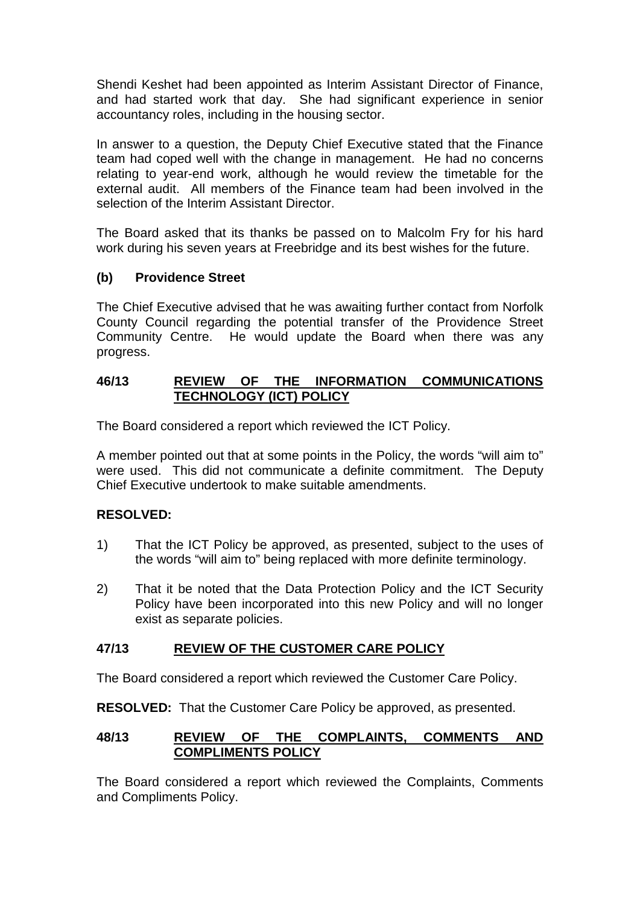Shendi Keshet had been appointed as Interim Assistant Director of Finance, and had started work that day. She had significant experience in senior accountancy roles, including in the housing sector.

In answer to a question, the Deputy Chief Executive stated that the Finance team had coped well with the change in management. He had no concerns relating to year-end work, although he would review the timetable for the external audit. All members of the Finance team had been involved in the selection of the Interim Assistant Director.

The Board asked that its thanks be passed on to Malcolm Fry for his hard work during his seven years at Freebridge and its best wishes for the future.

### (b) Providence Street

The Chief Executive advised that he was awaiting further contact from Norfolk County Council regarding the potential transfer of the Providence Street Community Centre. He would update the Board when there was any progress.

## 46/13 REVIEW OF THE INFORMATION COMMUNICATIONS TECHNOLOGY (ICT) POLICY

The Board considered a report which reviewed the ICT Policy.

A member pointed out that at some points in the Policy, the words "will aim to" were used. This did not communicate a definite commitment. The Deputy Chief Executive undertook to make suitable amendments.

**RESOLVED:**

1) That the ICT Policy be approved, as presented, subject to the uses of the words "will aim to" being replaced with more definite terminology.

2) That it be noted that the Data Protection Policy and the ICT Security Policy have been incorporated into this new Policy and will no longer exist as separate policies.

## 47/13 REVIEW OF THE CUSTOMER CARE POLICY

The Board considered a report which reviewed the Customer Care Policy.

**RESOLVED:** That the Customer Care Policy be approved, as presented.

## 48/13 REVIEW OF THE COMPLAINTS, COMMENTS AND COMPLIMENTS POLICY

The Board considered a report which reviewed the Complaints, Comments and Compliments Policy.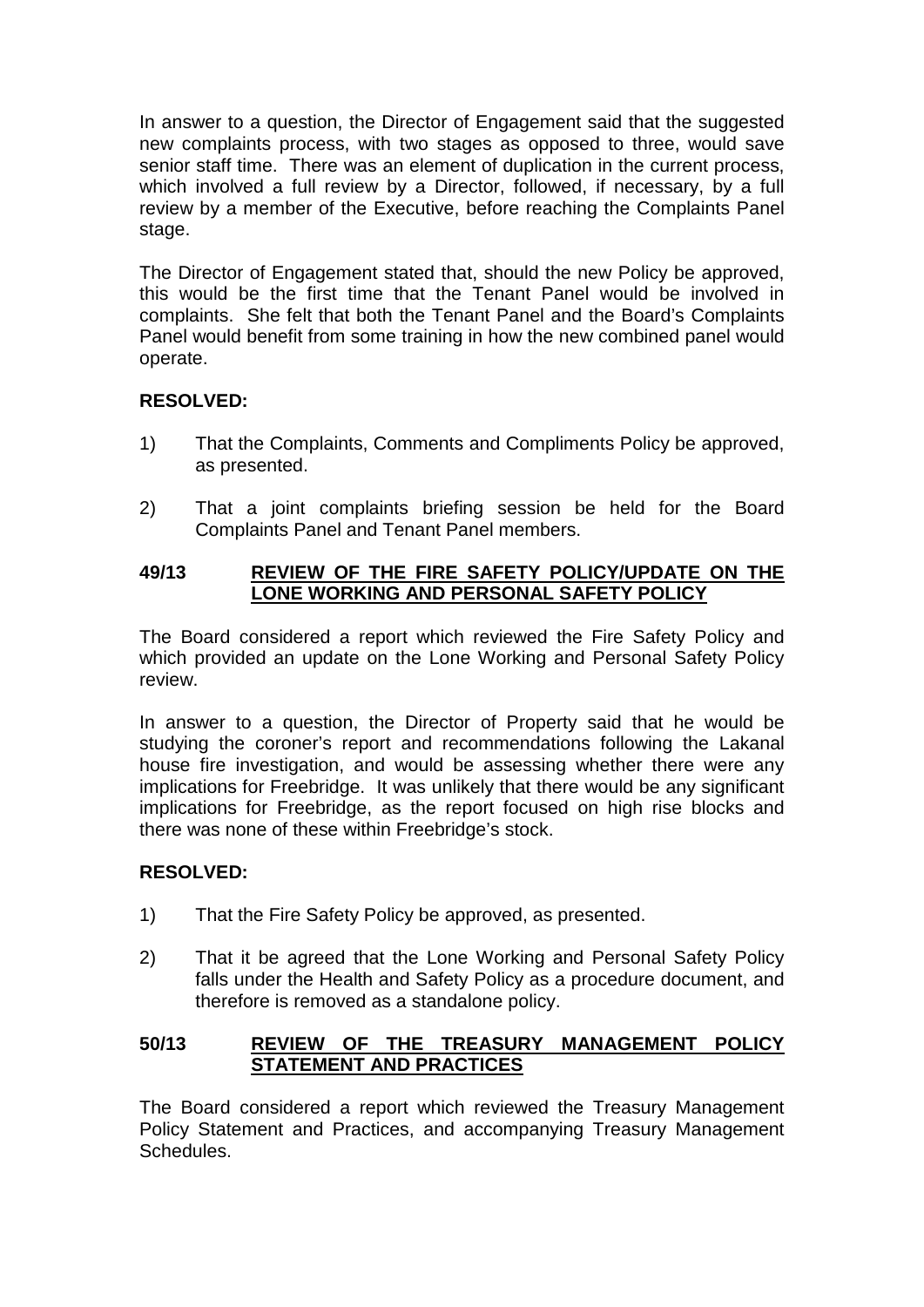In answer to a question, the Director of Engagement said that the suggested new complaints process, with two stages as opposed to three, would save senior staff time. There was an element of duplication in the current process, which involved a full review by a Director, followed, if necessary, by a full review by a member of the Executive, before reaching the Complaints Panel stage.

The Director of Engagement stated that, should the new Policy be approved, this would be the first time that the Tenant Panel would be involved in complaints. She felt that both the Tenant Panel and the Board's Complaints Panel would benefit from some training in how the new combined panel would operate.

**RESOLVED:**

1) That the Complaints, Comments and Compliments Policy be approved, as presented.

2) That a joint complaints briefing session be held for the Board Complaints Panel and Tenant Panel members.

## 49/13 REVIEW OF THE FIRE SAFETY POLICY/UPDATE ON THE LONE WORKING AND PERSONAL SAFETY POLICY

The Board considered a report which reviewed the Fire Safety Policy and which provided an update on the Lone Working and Personal Safety Policy review.

In answer to a question, the Director of Property said that he would be studying the coroner's report and recommendations following the Lakanal house fire investigation, and would be assessing whether there were any implications for Freebridge. It was unlikely that there would be any significant implications for Freebridge, as the report focused on high rise blocks and there was none of these within Freebridge's stock.

**RESOLVED:**

1) That the Fire Safety Policy be approved, as presented.

2) That it be agreed that the Lone Working and Personal Safety Policy falls under the Health and Safety Policy as a procedure document, and therefore is removed as a standalone policy.

## 50/13 REVIEW OF THE TREASURY MANAGEMENT POLICY STATEMENT AND PRACTICES

The Board considered a report which reviewed the Treasury Management Policy Statement and Practices, and accompanying Treasury Management Schedules.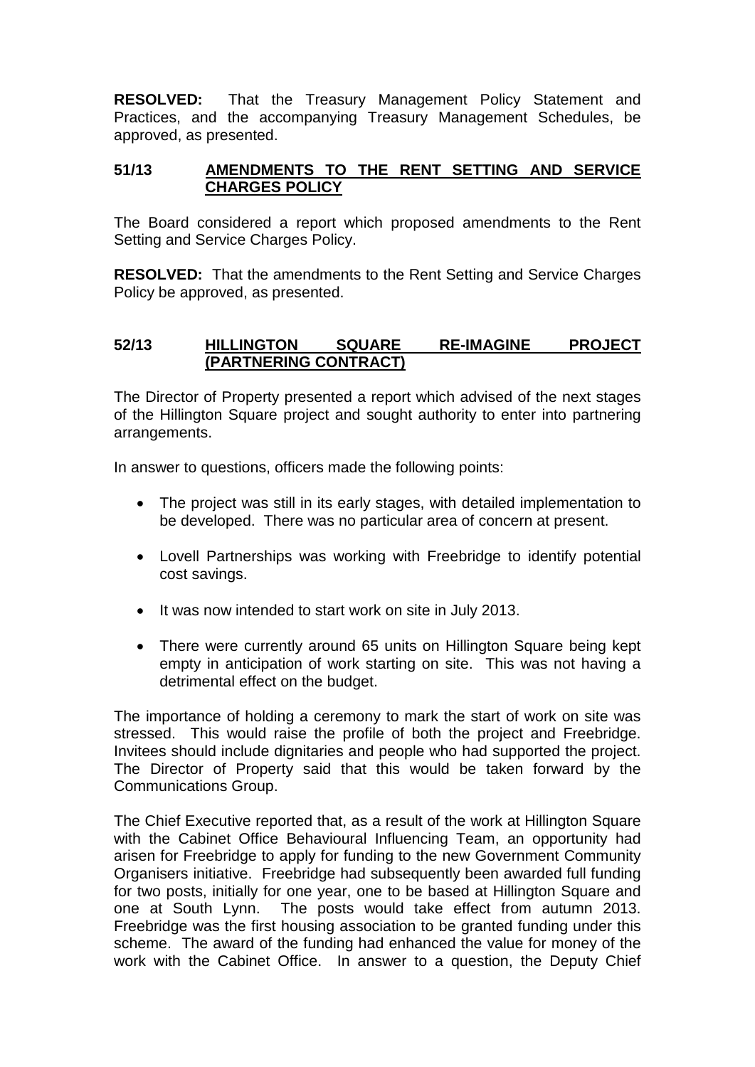**RESOLVED:** That the Treasury Management Policy Statement and Practices, and the accompanying Treasury Management Schedules, be approved, as presented.

## 51/13 AMENDMENTS TO THE RENT SETTING AND SERVICE CHARGES POLICY

The Board considered a report which proposed amendments to the Rent Setting and Service Charges Policy.

**RESOLVED:** That the amendments to the Rent Setting and Service Charges Policy be approved, as presented.

## 52/13 HILLINGTON SQUARE RE-IMAGINE PROJECT (PARTNERING CONTRACT)

The Director of Property presented a report which advised of the next stages of the Hillington Square project and sought authority to enter into partnering arrangements.

In answer to questions, officers made the following points:

- The project was still in its early stages, with detailed implementation to be developed. There was no particular area of concern at present.
- Lovell Partnerships was working with Freebridge to identify potential cost savings.
- It was now intended to start work on site in July 2013.
- There were currently around 65 units on Hillington Square being kept empty in anticipation of work starting on site. This was not having a detrimental effect on the budget.

The importance of holding a ceremony to mark the start of work on site was stressed. This would raise the profile of both the project and Freebridge. Invitees should include dignitaries and people who had supported the project. The Director of Property said that this would be taken forward by the Communications Group.

The Chief Executive reported that, as a result of the work at Hillington Square with the Cabinet Office Behavioural Influencing Team, an opportunity had arisen for Freebridge to apply for funding to the new Government Community Organisers initiative. Freebridge had subsequently been awarded full funding for two posts, initially for one year, one to be based at Hillington Square and one at South Lynn. The posts would take effect from autumn 2013. Freebridge was the first housing association to be granted funding under this scheme. The award of the funding had enhanced the value for money of the work with the Cabinet Office. In answer to a question, the Deputy Chief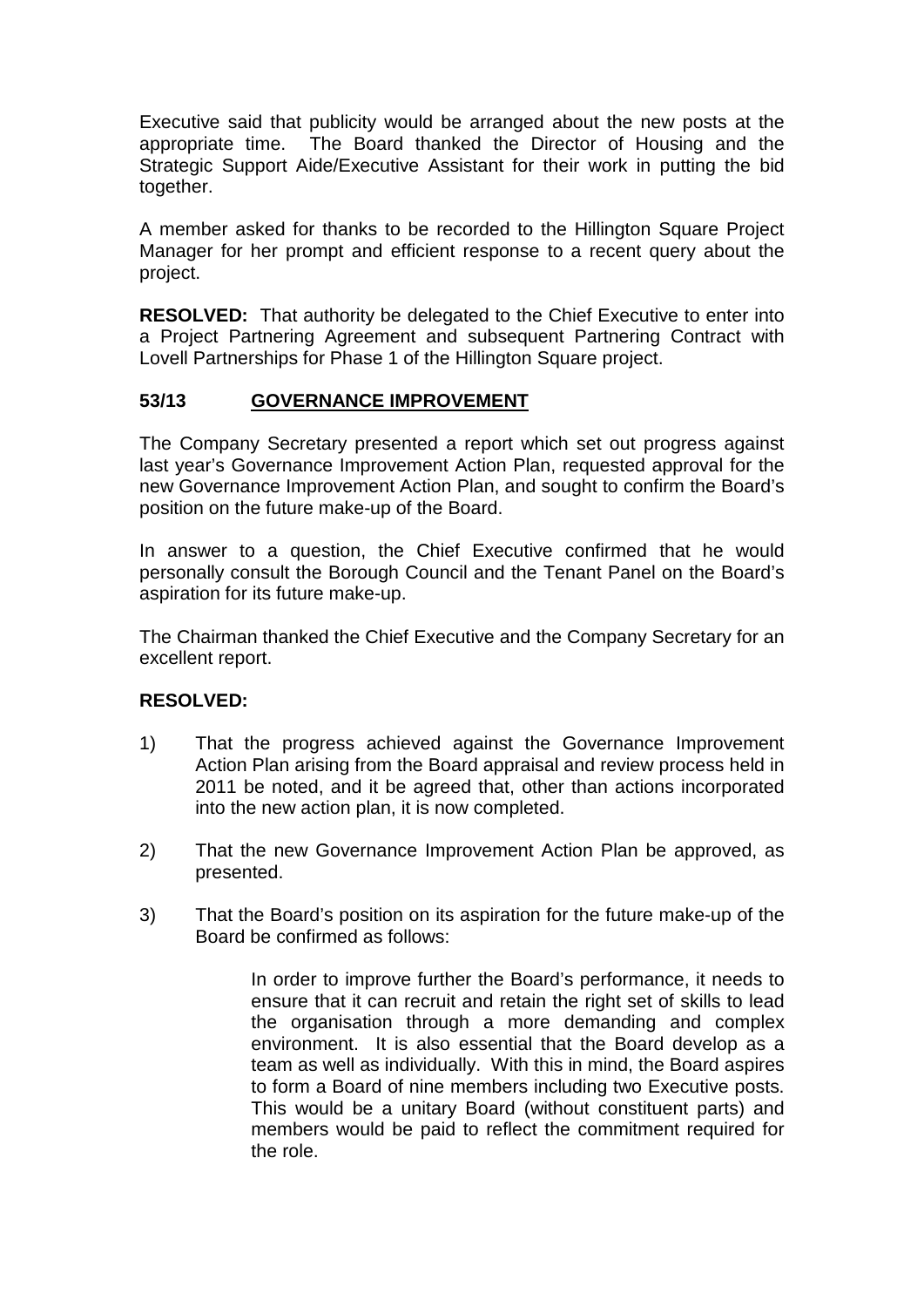Executive said that publicity would be arranged about the new posts at the appropriate time. The Board thanked the Director of Housing and the Strategic Support Aide/Executive Assistant for their work in putting the bid together.

A member asked for thanks to be recorded to the Hillington Square Project Manager for her prompt and efficient response to a recent query about the project.

**RESOLVED:** That authority be delegated to the Chief Executive to enter into a Project Partnering Agreement and subsequent Partnering Contract with Lovell Partnerships for Phase 1 of the Hillington Square project.

## 53/13 GOVERNANCE IMPROVEMENT

The Company Secretary presented a report which set out progress against last year's Governance Improvement Action Plan, requested approval for the new Governance Improvement Action Plan, and sought to confirm the Board's position on the future make-up of the Board.

In answer to a question, the Chief Executive confirmed that he would personally consult the Borough Council and the Tenant Panel on the Board's aspiration for its future make-up.

The Chairman thanked the Chief Executive and the Company Secretary for an excellent report.

**RESOLVED:**

1) That the progress achieved against the Governance Improvement Action Plan arising from the Board appraisal and review process held in 2011 be noted, and it be agreed that, other than actions incorporated into the new action plan, it is now completed.

2) That the new Governance Improvement Action Plan be approved, as presented.

3) That the Board's position on its aspiration for the future make-up of the Board be confirmed as follows:

    In order to improve further the Board's performance, it needs to ensure that it can recruit and retain the right set of skills to lead the organisation through a more demanding and complex environment. It is also essential that the Board develop as a team as well as individually. With this in mind, the Board aspires to form a Board of nine members including two Executive posts. This would be a unitary Board (without constituent parts) and members would be paid to reflect the commitment required for the role.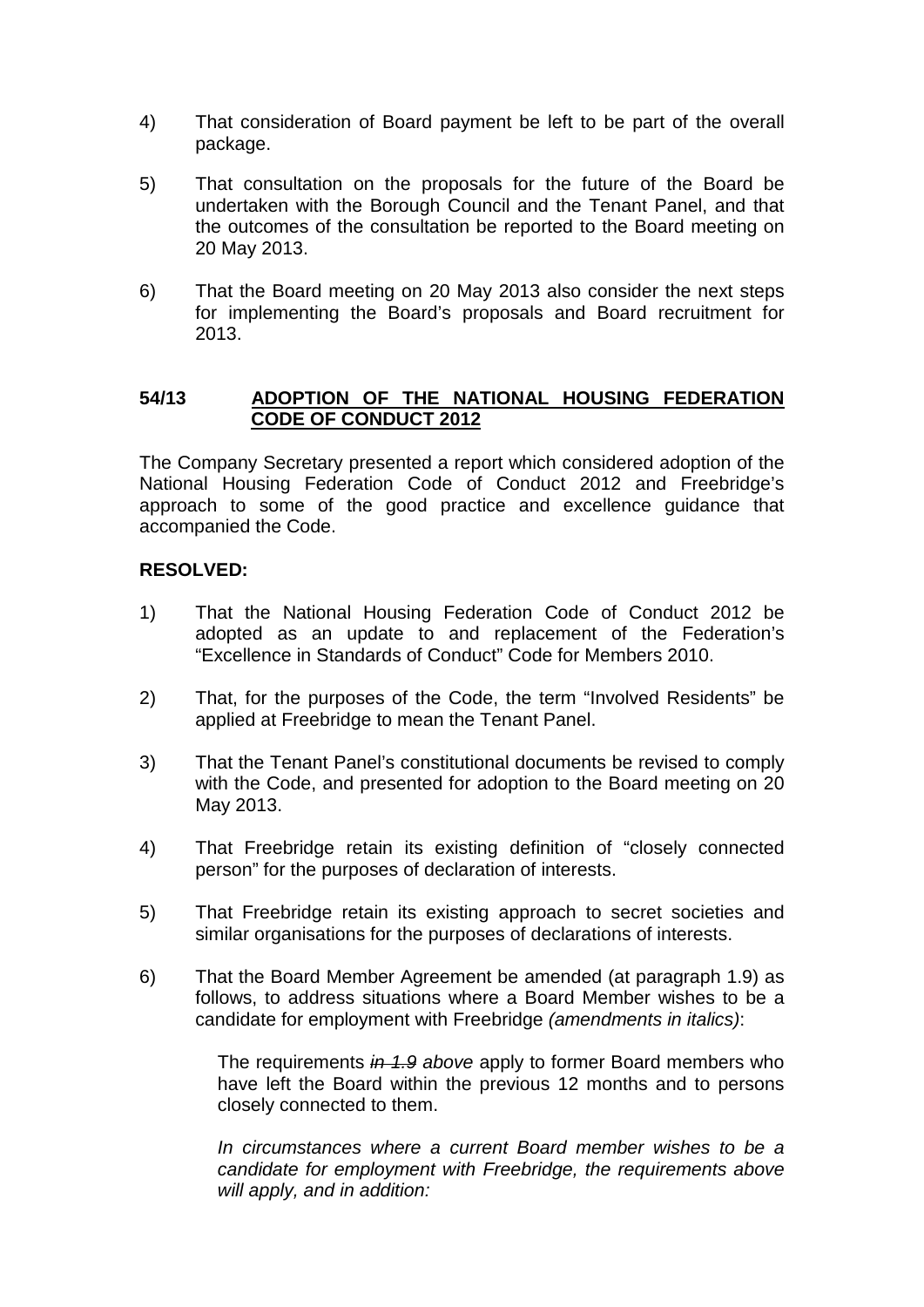4) That consideration of Board payment be left to be part of the overall package.

5) That consultation on the proposals for the future of the Board be undertaken with the Borough Council and the Tenant Panel, and that the outcomes of the consultation be reported to the Board meeting on 20 May 2013.

6) That the Board meeting on 20 May 2013 also consider the next steps for implementing the Board's proposals and Board recruitment for 2013.

## 54/13 ADOPTION OF THE NATIONAL HOUSING FEDERATION CODE OF CONDUCT 2012

The Company Secretary presented a report which considered adoption of the National Housing Federation Code of Conduct 2012 and Freebridge's approach to some of the good practice and excellence guidance that accompanied the Code.

**RESOLVED:**

1) That the National Housing Federation Code of Conduct 2012 be adopted as an update to and replacement of the Federation's "Excellence in Standards of Conduct" Code for Members 2010.

2) That, for the purposes of the Code, the term "Involved Residents" be applied at Freebridge to mean the Tenant Panel.

3) That the Tenant Panel's constitutional documents be revised to comply with the Code, and presented for adoption to the Board meeting on 20 May 2013.

4) That Freebridge retain its existing definition of "closely connected person" for the purposes of declaration of interests.

5) That Freebridge retain its existing approach to secret societies and similar organisations for the purposes of declarations of interests.

6) That the Board Member Agreement be amended (at paragraph 1.9) as follows, to address situations where a Board Member wishes to be a candidate for employment with Freebridge *(amendments in italics)*:

   The requirements ~~*in 1.9*~~ *above* apply to former Board members who have left the Board within the previous 12 months and to persons closely connected to them.

   *In circumstances where a current Board member wishes to be a candidate for employment with Freebridge, the requirements above will apply, and in addition:*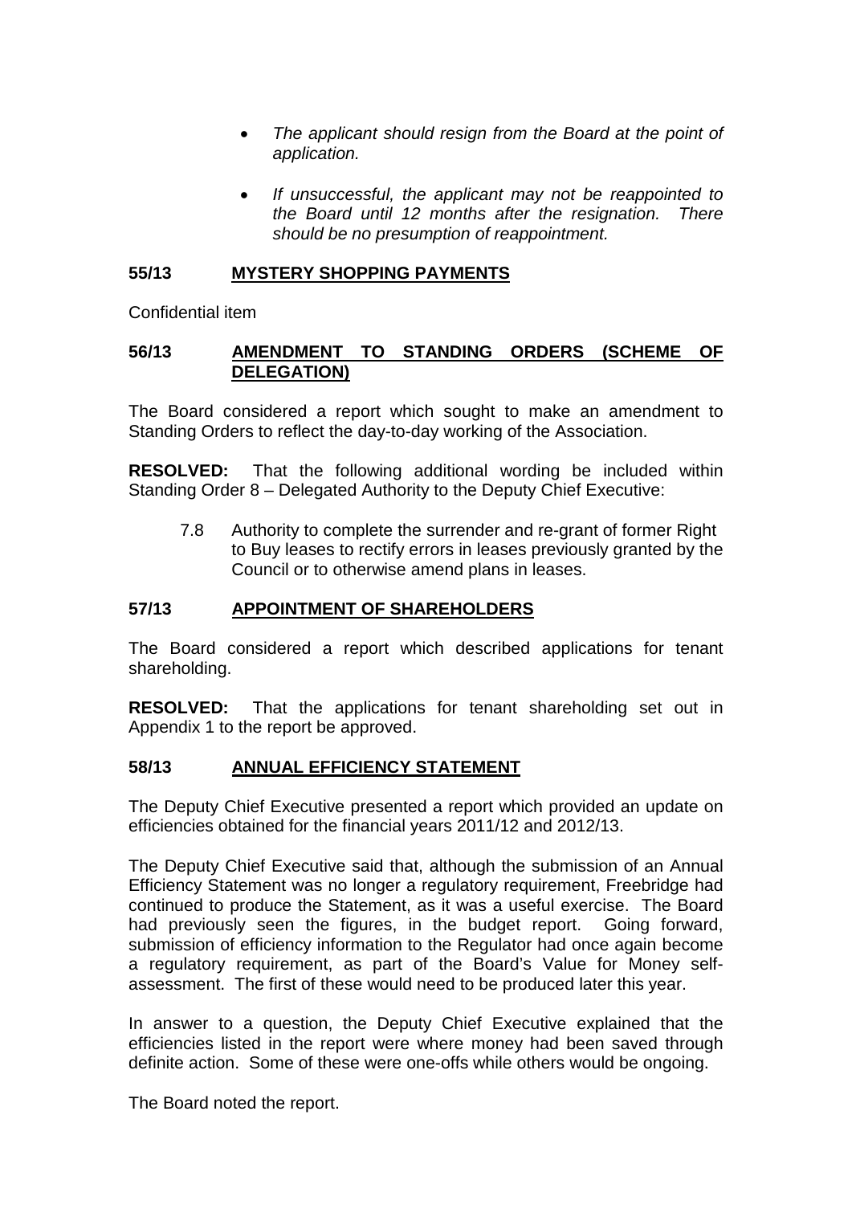- *The applicant should resign from the Board at the point of application.*
- *If unsuccessful, the applicant may not be reappointed to the Board until 12 months after the resignation. There should be no presumption of reappointment.*

**55/13 MYSTERY SHOPPING PAYMENTS**

Confidential item

**56/13 AMENDMENT TO STANDING ORDERS (SCHEME OF DELEGATION)**

The Board considered a report which sought to make an amendment to Standing Orders to reflect the day-to-day working of the Association.

**RESOLVED:** That the following additional wording be included within Standing Order 8 – Delegated Authority to the Deputy Chief Executive:

> 7.8 Authority to complete the surrender and re-grant of former Right to Buy leases to rectify errors in leases previously granted by the Council or to otherwise amend plans in leases.

**57/13 APPOINTMENT OF SHAREHOLDERS**

The Board considered a report which described applications for tenant shareholding.

**RESOLVED:** That the applications for tenant shareholding set out in Appendix 1 to the report be approved.

**58/13 ANNUAL EFFICIENCY STATEMENT**

The Deputy Chief Executive presented a report which provided an update on efficiencies obtained for the financial years 2011/12 and 2012/13.

The Deputy Chief Executive said that, although the submission of an Annual Efficiency Statement was no longer a regulatory requirement, Freebridge had continued to produce the Statement, as it was a useful exercise. The Board had previously seen the figures, in the budget report. Going forward, submission of efficiency information to the Regulator had once again become a regulatory requirement, as part of the Board's Value for Money self-assessment. The first of these would need to be produced later this year.

In answer to a question, the Deputy Chief Executive explained that the efficiencies listed in the report were where money had been saved through definite action. Some of these were one-offs while others would be ongoing.

The Board noted the report.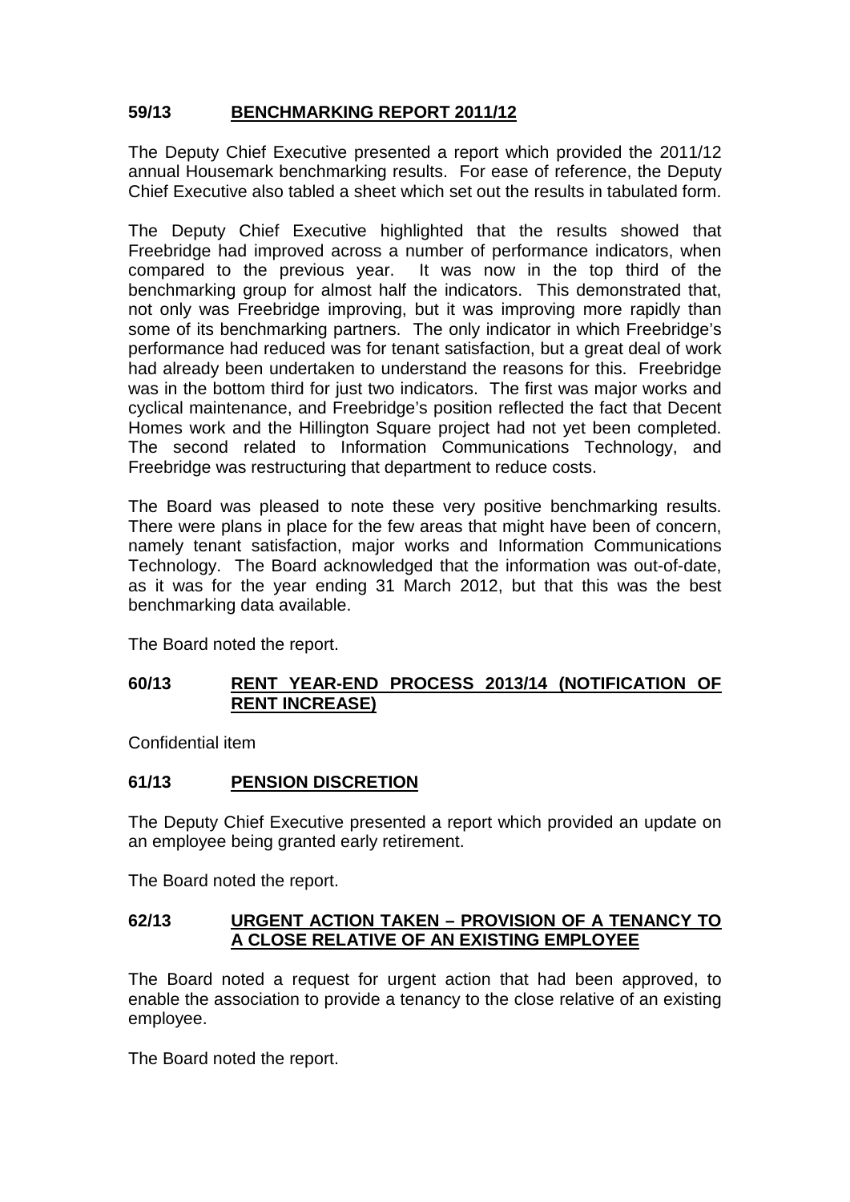**59/13 BENCHMARKING REPORT 2011/12**

The Deputy Chief Executive presented a report which provided the 2011/12 annual Housemark benchmarking results. For ease of reference, the Deputy Chief Executive also tabled a sheet which set out the results in tabulated form.

The Deputy Chief Executive highlighted that the results showed that Freebridge had improved across a number of performance indicators, when compared to the previous year. It was now in the top third of the benchmarking group for almost half the indicators. This demonstrated that, not only was Freebridge improving, but it was improving more rapidly than some of its benchmarking partners. The only indicator in which Freebridge's performance had reduced was for tenant satisfaction, but a great deal of work had already been undertaken to understand the reasons for this. Freebridge was in the bottom third for just two indicators. The first was major works and cyclical maintenance, and Freebridge's position reflected the fact that Decent Homes work and the Hillington Square project had not yet been completed. The second related to Information Communications Technology, and Freebridge was restructuring that department to reduce costs.

The Board was pleased to note these very positive benchmarking results. There were plans in place for the few areas that might have been of concern, namely tenant satisfaction, major works and Information Communications Technology. The Board acknowledged that the information was out-of-date, as it was for the year ending 31 March 2012, but that this was the best benchmarking data available.

The Board noted the report.

**60/13 RENT YEAR-END PROCESS 2013/14 (NOTIFICATION OF RENT INCREASE)**

Confidential item

**61/13 PENSION DISCRETION**

The Deputy Chief Executive presented a report which provided an update on an employee being granted early retirement.

The Board noted the report.

**62/13 URGENT ACTION TAKEN – PROVISION OF A TENANCY TO A CLOSE RELATIVE OF AN EXISTING EMPLOYEE**

The Board noted a request for urgent action that had been approved, to enable the association to provide a tenancy to the close relative of an existing employee.

The Board noted the report.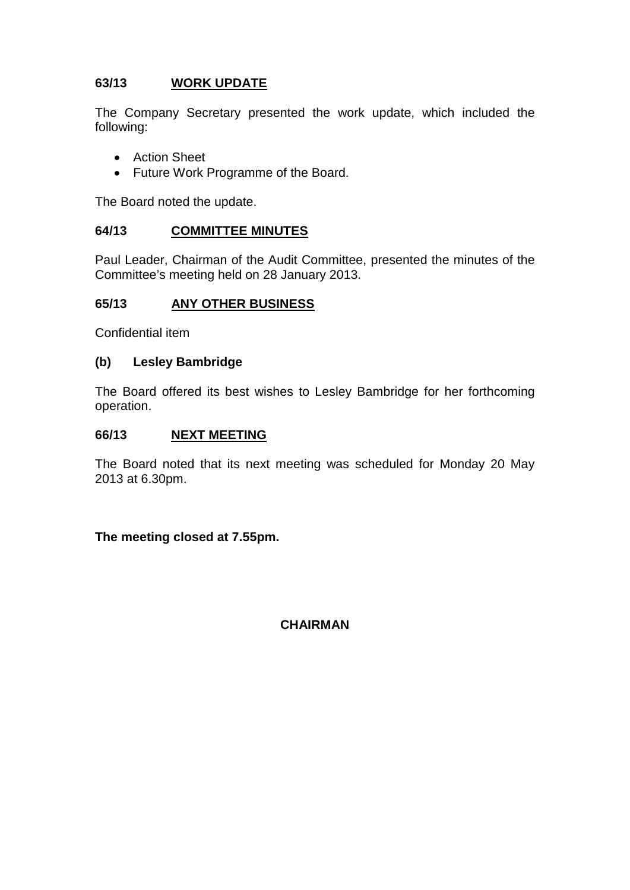## 63/13 WORK UPDATE

The Company Secretary presented the work update, which included the following:

- Action Sheet
- Future Work Programme of the Board.

The Board noted the update.

## 64/13 COMMITTEE MINUTES

Paul Leader, Chairman of the Audit Committee, presented the minutes of the Committee's meeting held on 28 January 2013.

## 65/13 ANY OTHER BUSINESS

Confidential item

### (b) Lesley Bambridge

The Board offered its best wishes to Lesley Bambridge for her forthcoming operation.

## 66/13 NEXT MEETING

The Board noted that its next meeting was scheduled for Monday 20 May 2013 at 6.30pm.

**The meeting closed at 7.55pm.**

**CHAIRMAN**